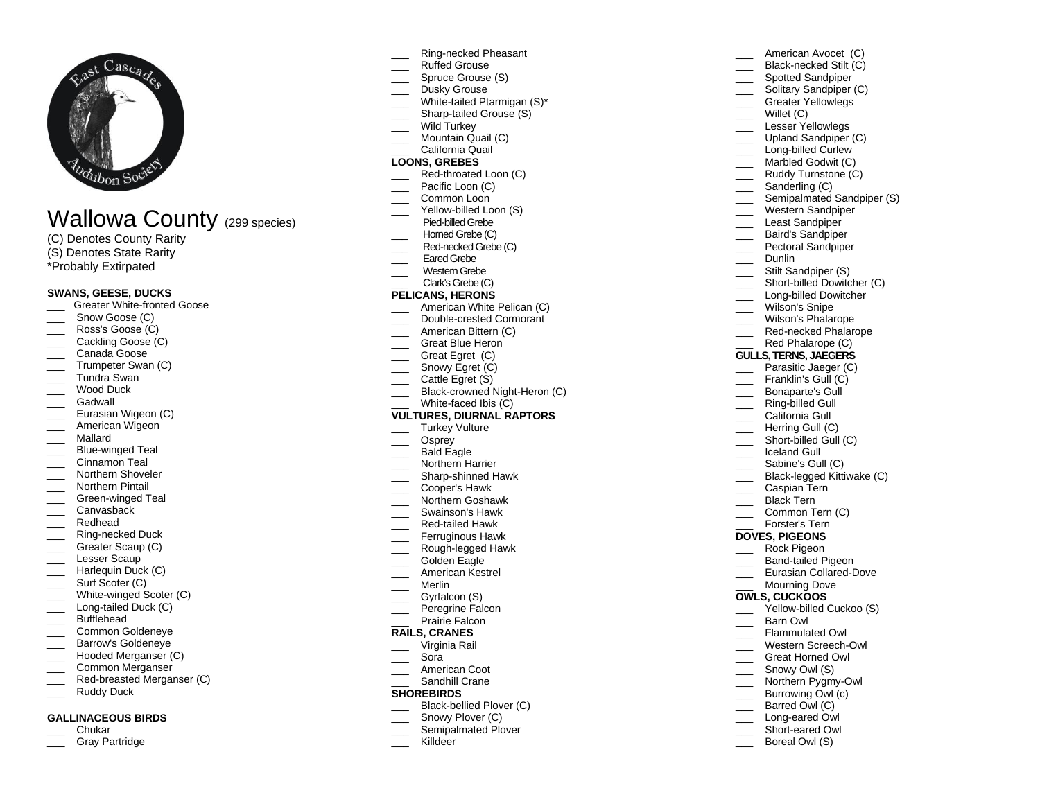East Cascades Audubon Society

# Wallowa County (299 species)

(C) Denotes County Rarity
(S) Denotes State Rarity
*Probably Extirpated

**SWANS, GEESE, DUCKS**

___ Greater White-fronted Goose
___ Snow Goose (C)
___ Ross's Goose (C)
___ Cackling Goose (C)
___ Canada Goose
___ Trumpeter Swan (C)
___ Tundra Swan
___ Wood Duck
___ Gadwall
___ Eurasian Wigeon (C)
___ American Wigeon
___ Mallard
___ Blue-winged Teal
___ Cinnamon Teal
___ Northern Shoveler
___ Northern Pintail
___ Green-winged Teal
___ Canvasback
___ Redhead
___ Ring-necked Duck
___ Greater Scaup (C)
___ Lesser Scaup
___ Harlequin Duck (C)
___ Surf Scoter (C)
___ White-winged Scoter (C)
___ Long-tailed Duck (C)
___ Bufflehead
___ Common Goldeneye
___ Barrow's Goldeneye
___ Hooded Merganser (C)
___ Common Merganser
___ Red-breasted Merganser (C)
___ Ruddy Duck

**GALLINACEOUS BIRDS**

___ Chukar
___ Gray Partridge
___ Ring-necked Pheasant
___ Ruffed Grouse
___ Spruce Grouse (S)
___ Dusky Grouse
___ White-tailed Ptarmigan (S)*
___ Sharp-tailed Grouse (S)
___ Wild Turkey
___ Mountain Quail (C)
___ California Quail

**LOONS, GREBES**

___ Red-throated Loon (C)
___ Pacific Loon (C)
___ Common Loon
___ Yellow-billed Loon (S)
___ Pied-billed Grebe
___ Horned Grebe (C)
___ Red-necked Grebe (C)
___ Eared Grebe
___ Western Grebe
___ Clark's Grebe (C)

**PELICANS, HERONS**

___ American White Pelican (C)
___ Double-crested Cormorant
___ American Bittern (C)
___ Great Blue Heron
___ Great Egret (C)
___ Snowy Egret (C)
___ Cattle Egret (S)
___ Black-crowned Night-Heron (C)
___ White-faced Ibis (C)

**VULTURES, DIURNAL RAPTORS**

___ Turkey Vulture
___ Osprey
___ Bald Eagle
___ Northern Harrier
___ Sharp-shinned Hawk
___ Cooper's Hawk
___ Northern Goshawk
___ Swainson's Hawk
___ Red-tailed Hawk
___ Ferruginous Hawk
___ Rough-legged Hawk
___ Golden Eagle
___ American Kestrel
___ Merlin
___ Gyrfalcon (S)
___ Peregrine Falcon
___ Prairie Falcon

**RAILS, CRANES**

___ Virginia Rail
___ Sora
___ American Coot
___ Sandhill Crane

**SHOREBIRDS**

___ Black-bellied Plover (C)
___ Snowy Plover (C)
___ Semipalmated Plover
___ Killdeer
___ American Avocet (C)
___ Black-necked Stilt (C)
___ Spotted Sandpiper
___ Solitary Sandpiper (C)
___ Greater Yellowlegs
___ Willet (C)
___ Lesser Yellowlegs
___ Upland Sandpiper (C)
___ Long-billed Curlew
___ Marbled Godwit (C)
___ Ruddy Turnstone (C)
___ Sanderling (C)
___ Semipalmated Sandpiper (S)
___ Western Sandpiper
___ Least Sandpiper
___ Baird's Sandpiper
___ Pectoral Sandpiper
___ Dunlin
___ Stilt Sandpiper (S)
___ Short-billed Dowitcher (C)
___ Long-billed Dowitcher
___ Wilson's Snipe
___ Wilson's Phalarope
___ Red-necked Phalarope
___ Red Phalarope (C)

**GULLS, TERNS, JAEGERS**

___ Parasitic Jaeger (C)
___ Franklin's Gull (C)
___ Bonaparte's Gull
___ Ring-billed Gull
___ California Gull
___ Herring Gull (C)
___ Short-billed Gull (C)
___ Iceland Gull
___ Sabine's Gull (C)
___ Black-legged Kittiwake (C)
___ Caspian Tern
___ Black Tern
___ Common Tern (C)
___ Forster's Tern

**DOVES, PIGEONS**

___ Rock Pigeon
___ Band-tailed Pigeon
___ Eurasian Collared-Dove
___ Mourning Dove

**OWLS, CUCKOOS**

___ Yellow-billed Cuckoo (S)
___ Barn Owl
___ Flammulated Owl
___ Western Screech-Owl
___ Great Horned Owl
___ Snowy Owl (S)
___ Northern Pygmy-Owl
___ Burrowing Owl (c)
___ Barred Owl (C)
___ Long-eared Owl
___ Short-eared Owl
___ Boreal Owl (S)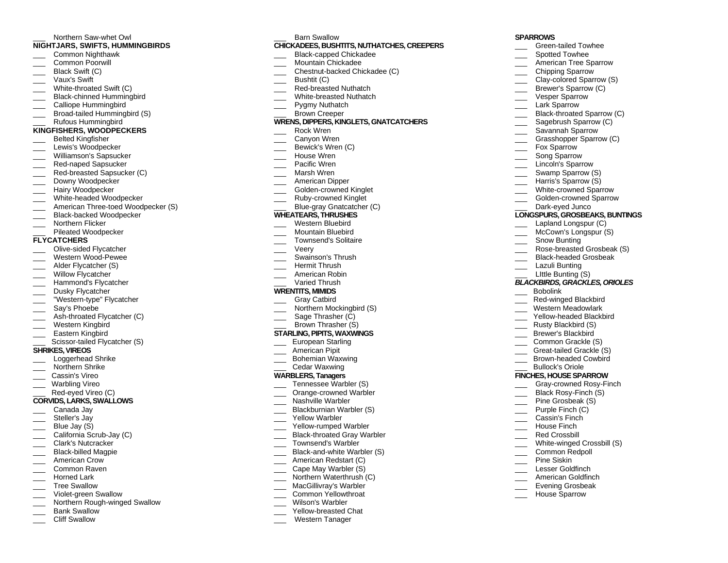___ Northern Saw-whet Owl

**NIGHTJARS, SWIFTS, HUMMINGBIRDS**

___ Common Nighthawk
___ Common Poorwill
___ Black Swift (C)
___ Vaux's Swift
___ White-throated Swift (C)
___ Black-chinned Hummingbird
___ Calliope Hummingbird
___ Broad-tailed Hummingbird (S)
___ Rufous Hummingbird

**KINGFISHERS, WOODPECKERS**

___ Belted Kingfisher
___ Lewis's Woodpecker
___ Williamson's Sapsucker
___ Red-naped Sapsucker
___ Red-breasted Sapsucker (C)
___ Downy Woodpecker
___ Hairy Woodpecker
___ White-headed Woodpecker
___ American Three-toed Woodpecker (S)
___ Black-backed Woodpecker
___ Northern Flicker
___ Pileated Woodpecker

**FLYCATCHERS**

___ Olive-sided Flycatcher
___ Western Wood-Pewee
___ Alder Flycatcher (S)
___ Willow Flycatcher
___ Hammond's Flycatcher
___ Dusky Flycatcher
___ "Western-type" Flycatcher
___ Say's Phoebe
___ Ash-throated Flycatcher (C)
___ Western Kingbird
___ Eastern Kingbird
___ Scissor-tailed Flycatcher (S)

**SHRIKES, VIREOS**

___ Loggerhead Shrike
___ Northern Shrike
___ Cassin's Vireo
___ Warbling Vireo
___ Red-eyed Vireo (C)

**CORVIDS, LARKS, SWALLOWS**

___ Canada Jay
___ Steller's Jay
___ Blue Jay (S)
___ California Scrub-Jay (C)
___ Clark's Nutcracker
___ Black-billed Magpie
___ American Crow
___ Common Raven
___ Horned Lark
___ Tree Swallow
___ Violet-green Swallow
___ Northern Rough-winged Swallow
___ Bank Swallow
___ Cliff Swallow
___ Barn Swallow

**CHICKADEES, BUSHTITS, NUTHATCHES, CREEPERS**

___ Black-capped Chickadee
___ Mountain Chickadee
___ Chestnut-backed Chickadee (C)
___ Bushtit (C)
___ Red-breasted Nuthatch
___ White-breasted Nuthatch
___ Pygmy Nuthatch
___ Brown Creeper

**WRENS, DIPPERS, KINGLETS, GNATCATCHERS**

___ Rock Wren
___ Canyon Wren
___ Bewick's Wren (C)
___ House Wren
___ Pacific Wren
___ Marsh Wren
___ American Dipper
___ Golden-crowned Kinglet
___ Ruby-crowned Kinglet
___ Blue-gray Gnatcatcher (C)

**WHEATEARS, THRUSHES**

___ Western Bluebird
___ Mountain Bluebird
___ Townsend's Solitaire
___ Veery
___ Swainson's Thrush
___ Hermit Thrush
___ American Robin
___ Varied Thrush

**WRENTITS, MIMIDS**

___ Gray Catbird
___ Northern Mockingbird (S)
___ Sage Thrasher (C)
___ Brown Thrasher (S)

**STARLING, PIPITS, WAXWINGS**

___ European Starling
___ American Pipit
___ Bohemian Waxwing
___ Cedar Waxwing

**WARBLERS, Tanagers**

___ Tennessee Warbler (S)
___ Orange-crowned Warbler
___ Nashville Warbler
___ Blackburnian Warbler (S)
___ Yellow Warbler
___ Yellow-rumped Warbler
___ Black-throated Gray Warbler
___ Townsend's Warbler
___ Black-and-white Warbler (S)
___ American Redstart (C)
___ Cape May Warbler (S)
___ Northern Waterthrush (C)
___ MacGillivray's Warbler
___ Common Yellowthroat
___ Wilson's Warbler
___ Yellow-breasted Chat
___ Western Tanager

**SPARROWS**

___ Green-tailed Towhee
___ Spotted Towhee
___ American Tree Sparrow
___ Chipping Sparrow
___ Clay-colored Sparrow (S)
___ Brewer's Sparrow (C)
___ Vesper Sparrow
___ Lark Sparrow
___ Black-throated Sparrow (C)
___ Sagebrush Sparrow (C)
___ Savannah Sparrow
___ Grasshopper Sparrow (C)
___ Fox Sparrow
___ Song Sparrow
___ Lincoln's Sparrow
___ Swamp Sparrow (S)
___ Harris's Sparrow (S)
___ White-crowned Sparrow
___ Golden-crowned Sparrow
___ Dark-eyed Junco

**LONGSPURS, GROSBEAKS, BUNTINGS**

___ Lapland Longspur (C)
___ McCown's Longspur (S)
___ Snow Bunting
___ Rose-breasted Grosbeak (S)
___ Black-headed Grosbeak
___ Lazuli Bunting
___ LIttle Bunting (S)

***BLACKBIRDS, GRACKLES, ORIOLES***

___ Bobolink
___ Red-winged Blackbird
___ Western Meadowlark
___ Yellow-headed Blackbird
___ Rusty Blackbird (S)
___ Brewer's Blackbird
___ Common Grackle (S)
___ Great-tailed Grackle (S)
___ Brown-headed Cowbird
___ Bullock's Oriole

**FINCHES, HOUSE SPARROW**

___ Gray-crowned Rosy-Finch
___ Black Rosy-Finch (S)
___ Pine Grosbeak (S)
___ Purple Finch (C)
___ Cassin's Finch
___ House Finch
___ Red Crossbill
___ White-winged Crossbill (S)
___ Common Redpoll
___ Pine Siskin
___ Lesser Goldfinch
___ American Goldfinch
___ Evening Grosbeak
___ House Sparrow